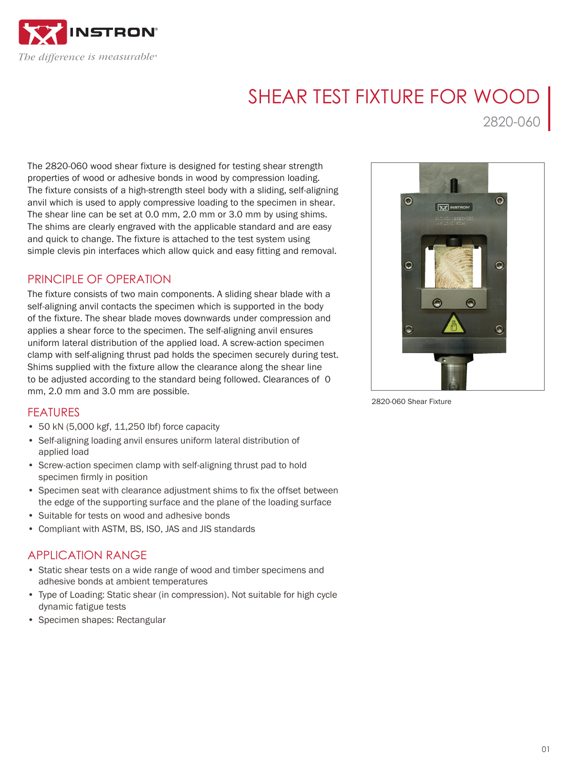# SHEAR TEST FIXTURE FOR WOOD

2820-060

The 2820-060 wood shear fixture is designed for testing shear strength properties of wood or adhesive bonds in wood by compression loading. The fixture consists of a high-strength steel body with a sliding, self-aligning anvil which is used to apply compressive loading to the specimen in shear. The shear line can be set at 0.0 mm, 2.0 mm or 3.0 mm by using shims. The shims are clearly engraved with the applicable standard and are easy and quick to change. The fixture is attached to the test system using simple clevis pin interfaces which allow quick and easy fitting and removal.

## PRINCIPLE OF OPERATION

The fixture consists of two main components. A sliding shear blade with a self-aligning anvil contacts the specimen which is supported in the body of the fixture. The shear blade moves downwards under compression and applies a shear force to the specimen. The self-aligning anvil ensures uniform lateral distribution of the applied load. A screw-action specimen clamp with self-aligning thrust pad holds the specimen securely during test. Shims supplied with the fixture allow the clearance along the shear line to be adjusted according to the standard being followed. Clearances of 0 mm, 2.0 mm and 3.0 mm are possible.

## FEATURES

- 50 kN (5,000 kgf, 11,250 lbf) force capacity
- Self-aligning loading anvil ensures uniform lateral distribution of applied load
- Screw-action specimen clamp with self-aligning thrust pad to hold specimen firmly in position
- Specimen seat with clearance adjustment shims to fix the offset between the edge of the supporting surface and the plane of the loading surface
- Suitable for tests on wood and adhesive bonds
- Compliant with ASTM, BS, ISO, JAS and JIS standards

## APPLICATION RANGE

- Static shear tests on a wide range of wood and timber specimens and adhesive bonds at ambient temperatures
- Type of Loading: Static shear (in compression). Not suitable for high cycle dynamic fatigue tests
- Specimen shapes: Rectangular

2820-060 Shear Fixture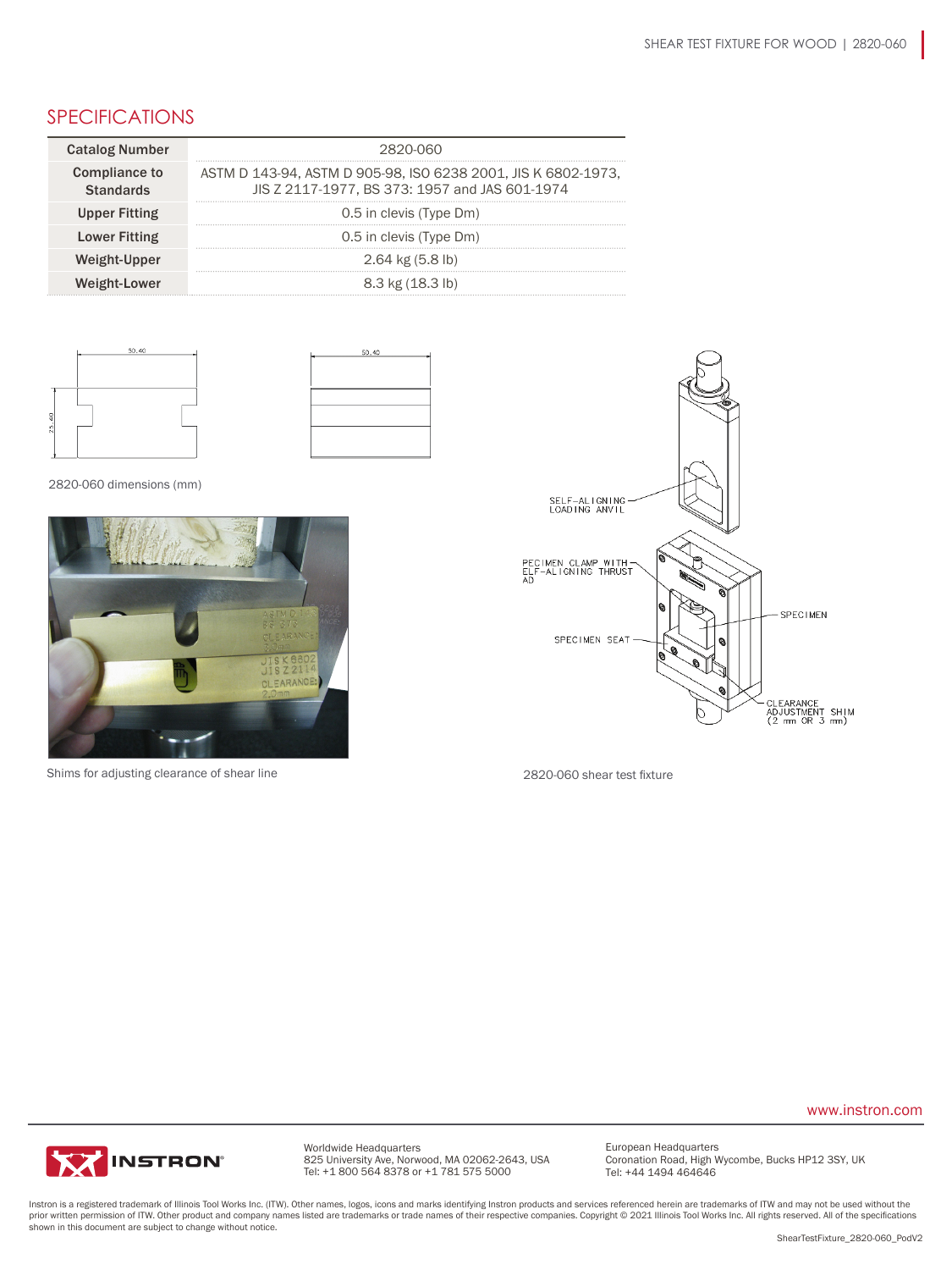## SPECIFICATIONS

| | |
|---|---|
| **Catalog Number** | 2820-060 |
| **Compliance to Standards** | ASTM D 143-94, ASTM D 905-98, ISO 6238 2001, JIS K 6802-1973, JIS Z 2117-1977, BS 373: 1957 and JAS 601-1974 |
| **Upper Fitting** | 0.5 in clevis (Type Dm) |
| **Lower Fitting** | 0.5 in clevis (Type Dm) |
| **Weight-Upper** | 2.64 kg (5.8 lb) |
| **Weight-Lower** | 8.3 kg (18.3 lb) |

50.40

25.40

50.40

2820-060 dimensions (mm)

Shims for adjusting clearance of shear line

SELF-ALIGNING LOADING ANVIL

PECIMEN CLAMP WITH ELF-ALIGNING THRUST AD

SPECIMEN

SPECIMEN SEAT

CLEARANCE ADJUSTMENT SHIM (2 mm OR 3 mm)

2820-060 shear test fixture

www.instron.com

Worldwide Headquarters
825 University Ave, Norwood, MA 02062-2643, USA
Tel: +1 800 564 8378 or +1 781 575 5000

European Headquarters
Coronation Road, High Wycombe, Bucks HP12 3SY, UK
Tel: +44 1494 464646

Instron is a registered trademark of Illinois Tool Works Inc. (ITW). Other names, logos, icons and marks identifying Instron products and services referenced herein are trademarks of ITW and may not be used without the prior written permission of ITW. Other product and company names listed are trademarks or trade names of their respective companies. Copyright © 2021 Illinois Tool Works Inc. All rights reserved. All of the specifications shown in this document are subject to change without notice.

ShearTestFixture_2820-060_PodV2